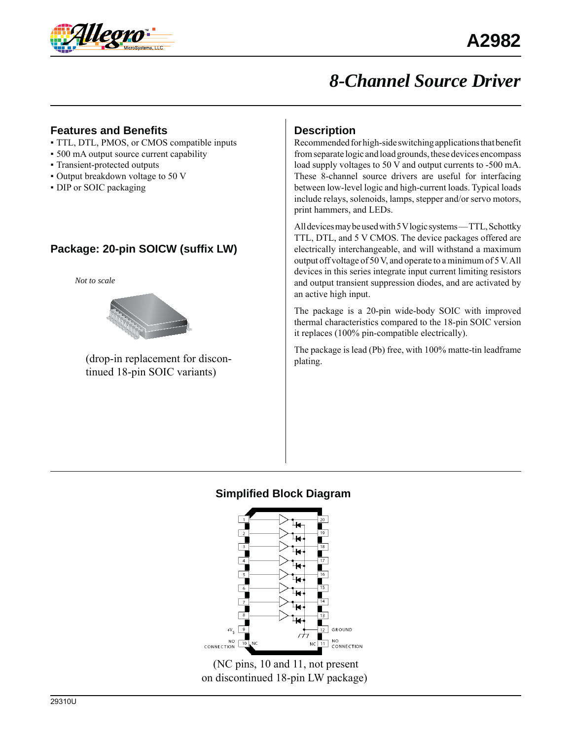# A2982

## 8-Channel Source Driver

### Features and Benefits

- TTL, DTL, PMOS, or CMOS compatible inputs
- 500 mA output source current capability
- Transient-protected outputs
- Output breakdown voltage to 50 V
- DIP or SOIC packaging

### Package: 20-pin SOICW (suffix LW)

*Not to scale*

(drop-in replacement for discontinued 18-pin SOIC variants)

### Description

Recommended for high-side switching applications that benefit from separate logic and load grounds, these devices encompass load supply voltages to 50 V and output currents to -500 mA. These 8-channel source drivers are useful for interfacing between low-level logic and high-current loads. Typical loads include relays, solenoids, lamps, stepper and/or servo motors, print hammers, and LEDs.

All devices may be used with 5 V logic systems — TTL, Schottky TTL, DTL, and 5 V CMOS. The device packages offered are electrically interchangeable, and will withstand a maximum output off voltage of 50 V, and operate to a minimum of 5 V. All devices in this series integrate input current limiting resistors and output transient suppression diodes, and are activated by an active high input.

The package is a 20-pin wide-body SOIC with improved thermal characteristics compared to the 18-pin SOIC version it replaces (100% pin-compatible electrically).

The package is lead (Pb) free, with 100% matte-tin leadframe plating.

### Simplified Block Diagram

$+V_S$ 9, NO CONNECTION 10 NC, NC 11 NO CONNECTION, 12 GROUND

(NC pins, 10 and 11, not present on discontinued 18-pin LW package)

29310U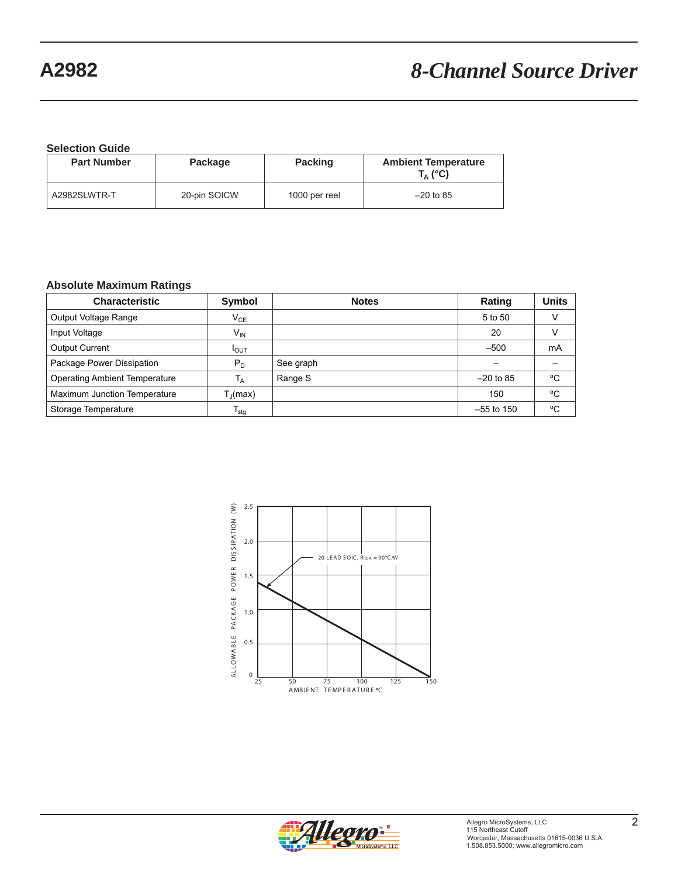## Selection Guide

| Part Number | Package | Packing | Ambient Temperature $T_A$ (°C) |
|---|---|---|---|
| A2982SLWTR-T | 20-pin SOICW | 1000 per reel | –20 to 85 |

## Absolute Maximum Ratings

| Characteristic | Symbol | Notes | Rating | Units |
|---|---|---|---|---|
| Output Voltage Range | $V_{CE}$ | | 5 to 50 | V |
| Input Voltage | $V_{IN}$ | | 20 | V |
| Output Current | $I_{OUT}$ | | –500 | mA |
| Package Power Dissipation | $P_D$ | See graph | – | – |
| Operating Ambient Temperature | $T_A$ | Range S | –20 to 85 | °C |
| Maximum Junction Temperature | $T_J$(max) | | 150 | °C |
| Storage Temperature | $T_{stg}$ | | –55 to 150 | °C |

ALLOWABLE PACKAGE POWER DISSIPATION (W) vs. AMBIENT TEMPERATURE °C

20-LEAD SOIC, $R_{\theta JA}$ = 90°C/W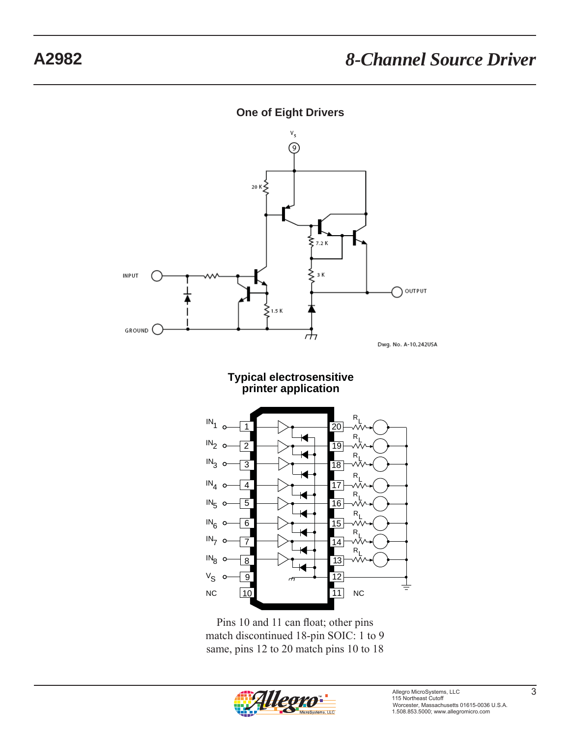## One of Eight Drivers

Dwg. No. A-10,242USA

## Typical electrosensitive printer application

Pins 10 and 11 can float; other pins match discontinued 18-pin SOIC: 1 to 9 same, pins 12 to 20 match pins 10 to 18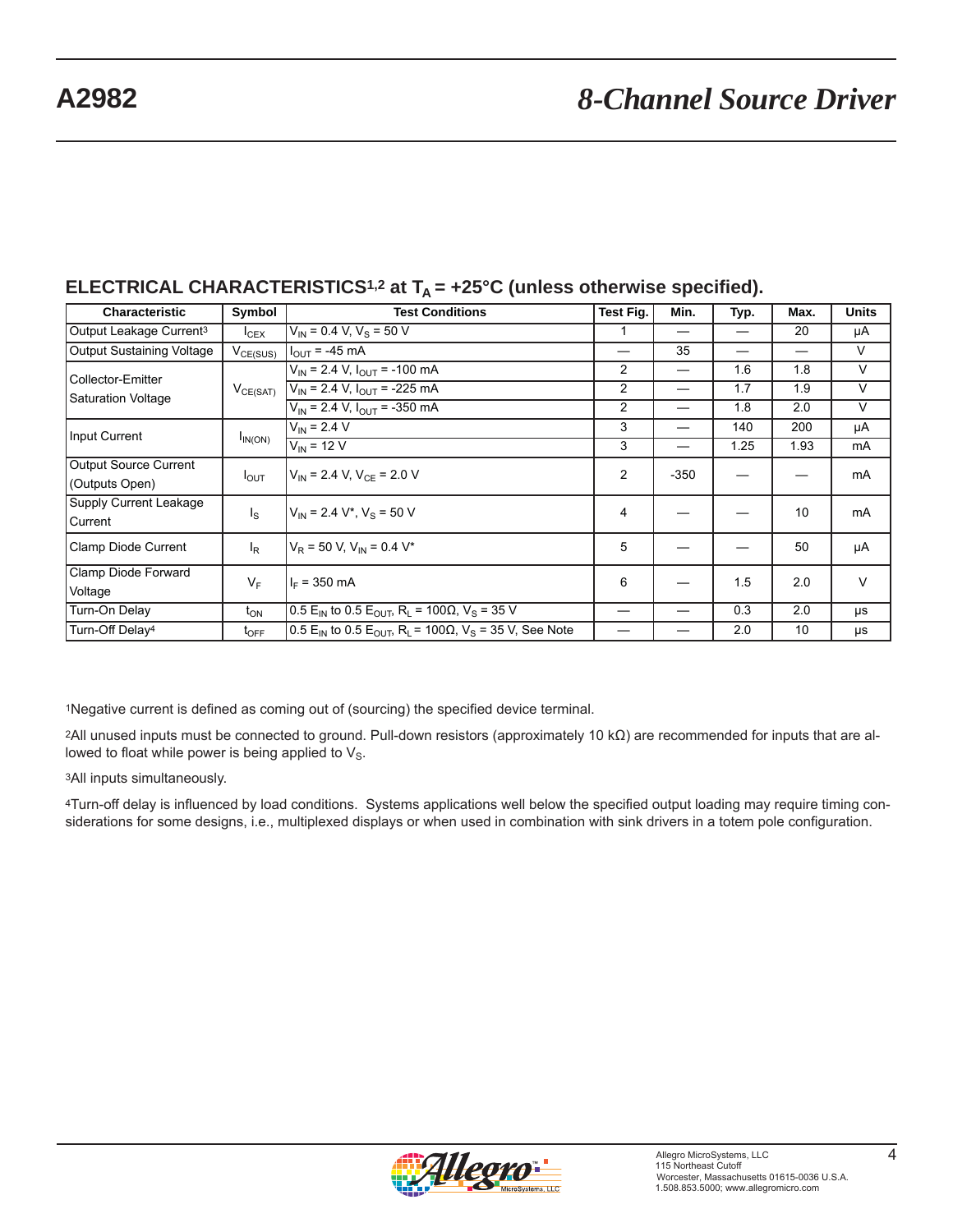## ELECTRICAL CHARACTERISTICS[1,2] at $T_A$ = +25°C (unless otherwise specified).

| Characteristic | Symbol | Test Conditions | Test Fig. | Min. | Typ. | Max. | Units |
|---|---|---|---|---|---|---|---|
| Output Leakage Current[3] | $I_{CEX}$ | $V_{IN}$ = 0.4 V, $V_S$ = 50 V | 1 | — | — | 20 | µA |
| Output Sustaining Voltage | $V_{CE(SUS)}$ | $I_{OUT}$ = -45 mA | — | 35 | — | — | V |
| Collector-Emitter Saturation Voltage | $V_{CE(SAT)}$ | $V_{IN}$ = 2.4 V, $I_{OUT}$ = -100 mA | 2 | — | 1.6 | 1.8 | V |
| | | $V_{IN}$ = 2.4 V, $I_{OUT}$ = -225 mA | 2 | — | 1.7 | 1.9 | V |
| | | $V_{IN}$ = 2.4 V, $I_{OUT}$ = -350 mA | 2 | — | 1.8 | 2.0 | V |
| Input Current | $I_{IN(ON)}$ | $V_{IN}$ = 2.4 V | 3 | — | 140 | 200 | µA |
| | | $V_{IN}$ = 12 V | 3 | — | 1.25 | 1.93 | mA |
| Output Source Current (Outputs Open) | $I_{OUT}$ | $V_{IN}$ = 2.4 V, $V_{CE}$ = 2.0 V | 2 | -350 | — | — | mA |
| Supply Current Leakage Current | $I_S$ | $V_{IN}$ = 2.4 V*, $V_S$ = 50 V | 4 | — | — | 10 | mA |
| Clamp Diode Current | $I_R$ | $V_R$ = 50 V, $V_{IN}$ = 0.4 V* | 5 | — | — | 50 | µA |
| Clamp Diode Forward Voltage | $V_F$ | $I_F$ = 350 mA | 6 | — | 1.5 | 2.0 | V |
| Turn-On Delay | $t_{ON}$ | 0.5 $E_{IN}$ to 0.5 $E_{OUT}$, $R_L$ = 100Ω, $V_S$ = 35 V | — | — | 0.3 | 2.0 | µs |
| Turn-Off Delay[4] | $t_{OFF}$ | 0.5 $E_{IN}$ to 0.5 $E_{OUT}$, $R_L$ = 100Ω, $V_S$ = 35 V, See Note | — | — | 2.0 | 10 | µs |

[1]Negative current is defined as coming out of (sourcing) the specified device terminal.

[2]All unused inputs must be connected to ground. Pull-down resistors (approximately 10 kΩ) are recommended for inputs that are allowed to float while power is being applied to $V_S$.

[3]All inputs simultaneously.

[4]Turn-off delay is influenced by load conditions. Systems applications well below the specified output loading may require timing considerations for some designs, i.e., multiplexed displays or when used in combination with sink drivers in a totem pole configuration.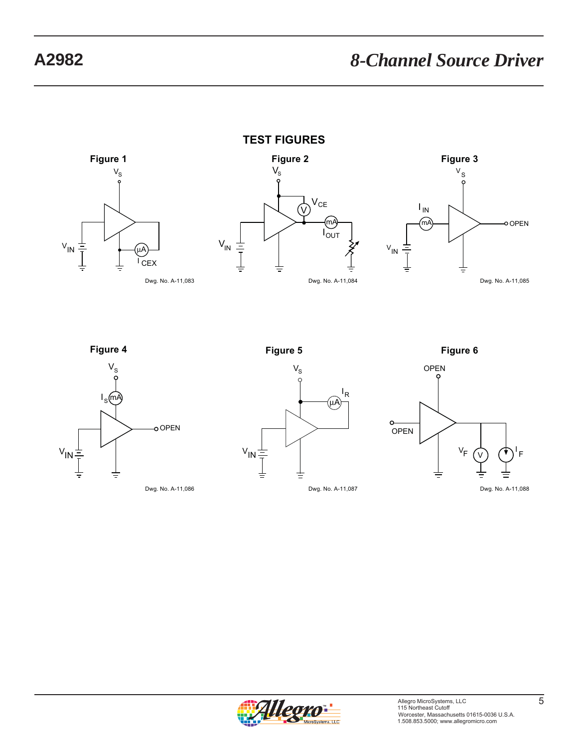## TEST FIGURES

**Figure 1**

Dwg. No. A-11,083

**Figure 2**

Dwg. No. A-11,084

**Figure 3**

Dwg. No. A-11,085

**Figure 4**

Dwg. No. A-11,086

**Figure 5**

Dwg. No. A-11,087

**Figure 6**

Dwg. No. A-11,088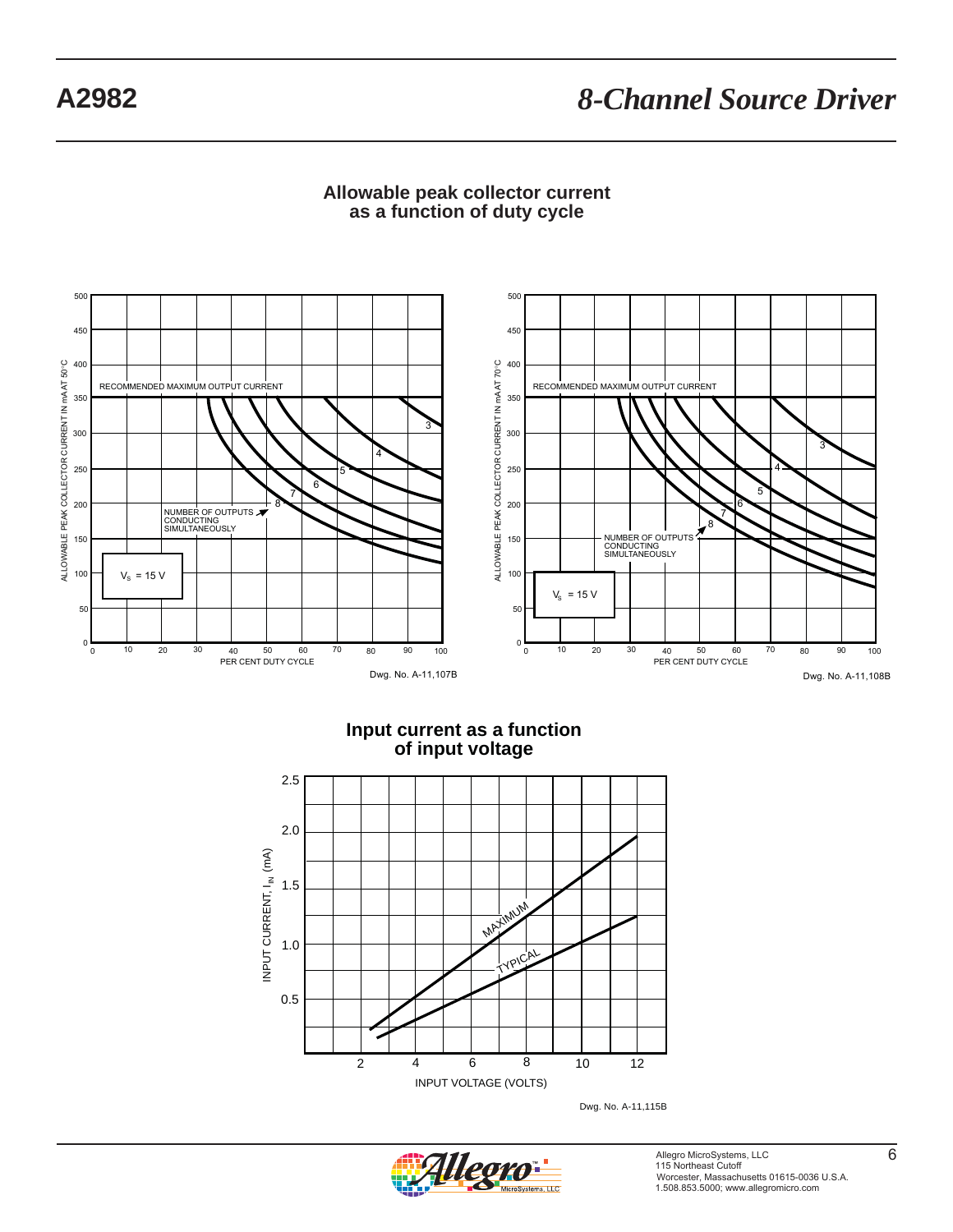## Allowable peak collector current as a function of duty cycle

ALLOWABLE PEAK COLLECTOR CURRENT IN mA AT 50°C

RECOMMENDED MAXIMUM OUTPUT CURRENT

NUMBER OF OUTPUTS CONDUCTING SIMULTANEOUSLY

$V_S$ = 15 V

PER CENT DUTY CYCLE

Dwg. No. A-11,107B

ALLOWABLE PEAK COLLECTOR CURRENT IN mA AT 70°C

RECOMMENDED MAXIMUM OUTPUT CURRENT

NUMBER OF OUTPUTS CONDUCTING SIMULTANEOUSLY

$V_S$ = 15 V

PER CENT DUTY CYCLE

Dwg. No. A-11,108B

## Input current as a function of input voltage

INPUT CURRENT, $I_{IN}$ (mA)

MAXIMUM

TYPICAL

INPUT VOLTAGE (VOLTS)

Dwg. No. A-11,115B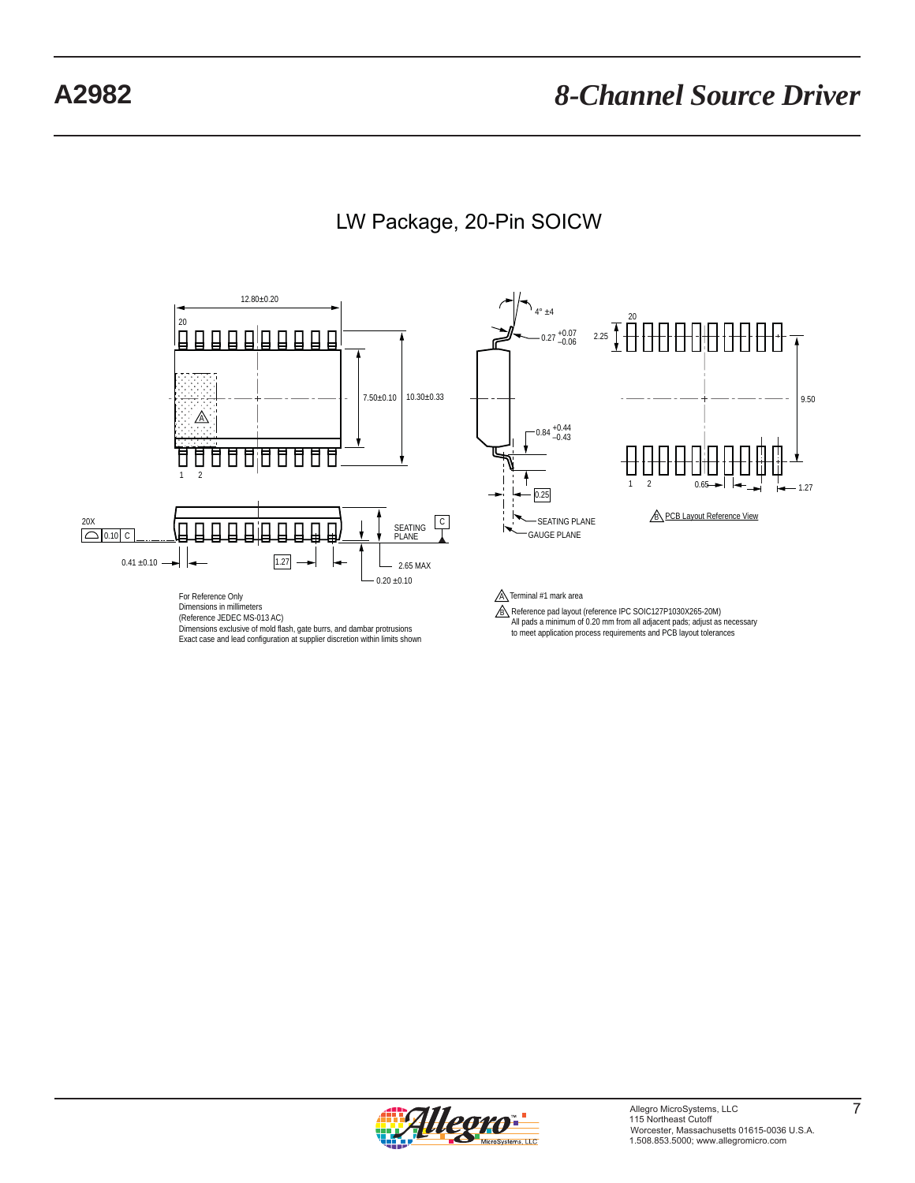## LW Package, 20-Pin SOICW

12.80±0.20

20

7.50±0.10

10.30±0.33

A

1 2

4° ±4

0.27 +0.07 −0.06

0.84 +0.44 −0.43

0.25

SEATING PLANE

GAUGE PLANE

20

2.25

9.50

1 2

0.65

1.27

B PCB Layout Reference View

20X 0.10 C

SEATING PLANE C

0.41 ±0.10

1.27

2.65 MAX

0.20 ±0.10

For Reference Only
Dimensions in millimeters
(Reference JEDEC MS-013 AC)
Dimensions exclusive of mold flash, gate burrs, and dambar protrusions
Exact case and lead configuration at supplier discretion within limits shown

A Terminal #1 mark area

B Reference pad layout (reference IPC SOIC127P1030X265-20M)
All pads a minimum of 0.20 mm from all adjacent pads; adjust as necessary to meet application process requirements and PCB layout tolerances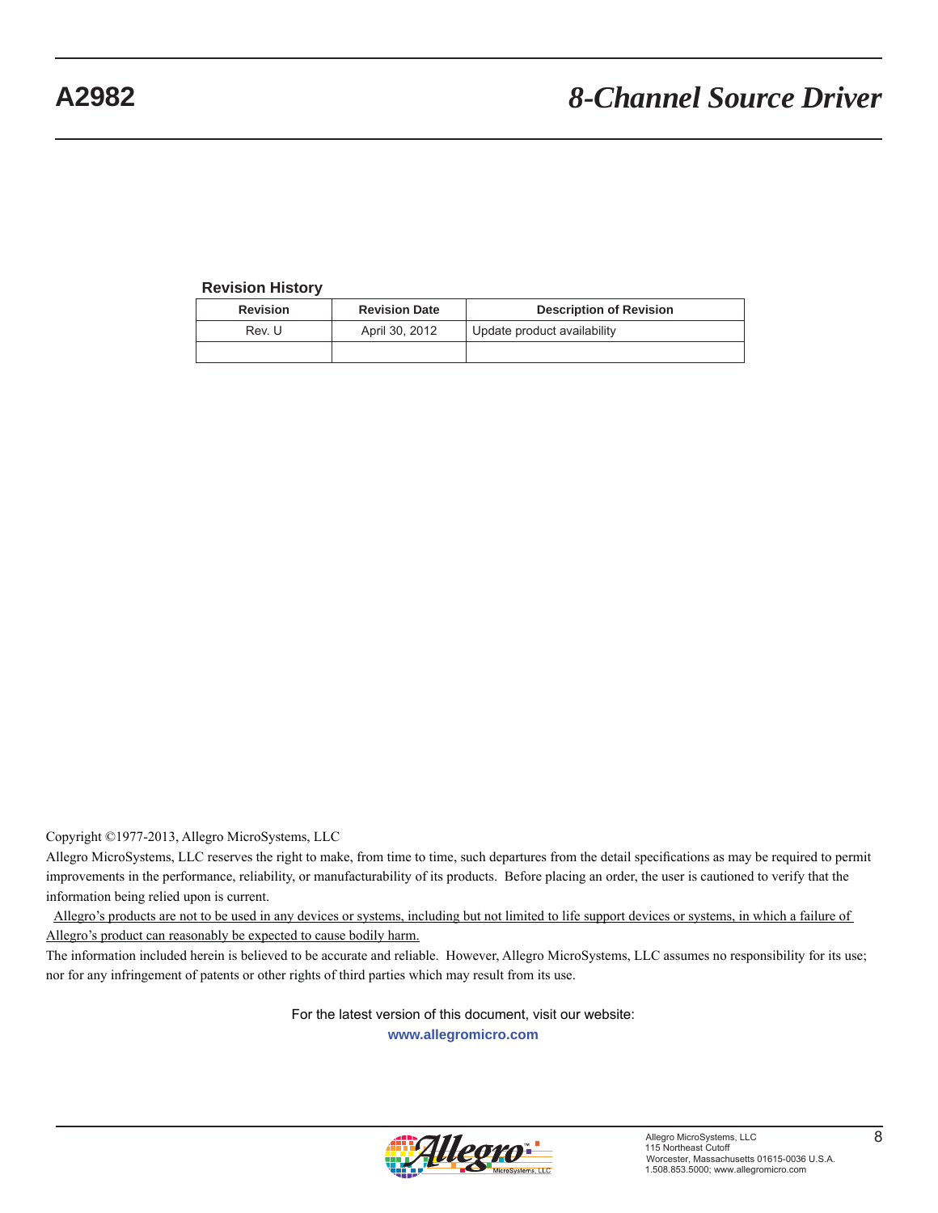### Revision History

| Revision | Revision Date | Description of Revision |
|---|---|---|
| Rev. U | April 30, 2012 | Update product availability |
| | | |

Copyright ©1977-2013, Allegro MicroSystems, LLC

Allegro MicroSystems, LLC reserves the right to make, from time to time, such departures from the detail specifications as may be required to permit improvements in the performance, reliability, or manufacturability of its products. Before placing an order, the user is cautioned to verify that the information being relied upon is current.

Allegro's products are not to be used in any devices or systems, including but not limited to life support devices or systems, in which a failure of Allegro's product can reasonably be expected to cause bodily harm.

The information included herein is believed to be accurate and reliable. However, Allegro MicroSystems, LLC assumes no responsibility for its use; nor for any infringement of patents or other rights of third parties which may result from its use.

For the latest version of this document, visit our website:

**www.allegromicro.com**

Allegro MicroSystems, LLC
115 Northeast Cutoff
Worcester, Massachusetts 01615-0036 U.S.A.
1.508.853.5000; www.allegromicro.com